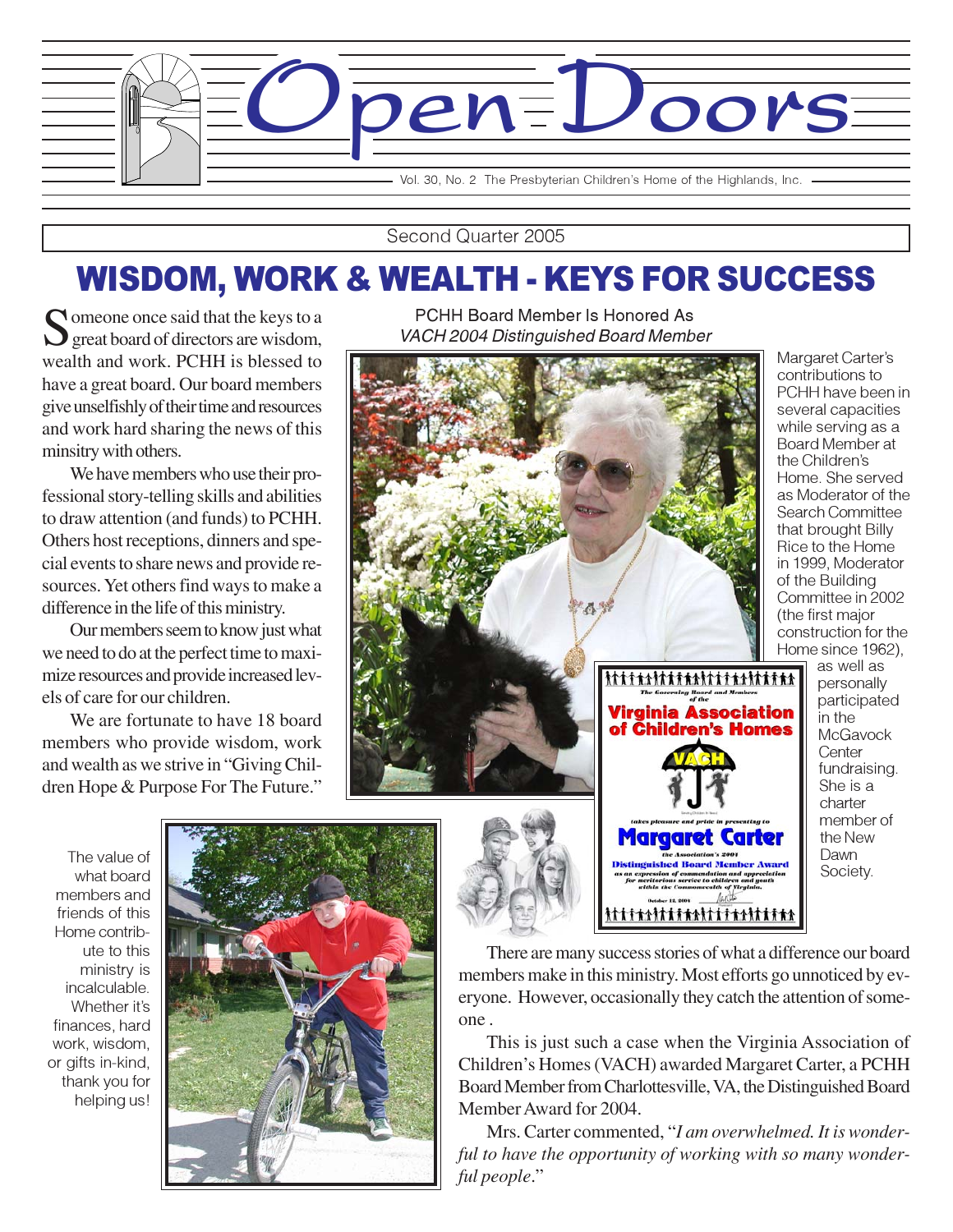# Open Doors

Vol. 30, No. 2 The Presbyterian Children's Home of the Highlands, Inc.

Second Quarter 2005

## WISDOM, WORK & WEALTH - KEYS FOR SUCCESS

Someone once said that the keys to a great board of directors are wisdom, wealth and work. PCHH is blessed to have a great board. Our board members give unselfishly of their time and resources and work hard sharing the news of this minsitry with others.

We have members who use their professional story-telling skills and abilities to draw attention (and funds) to PCHH. Others host receptions, dinners and special events to share news and provide resources. Yet others find ways to make a difference in the life of this ministry.

Our members seem to know just what we need to do at the perfect time to maximize resources and provide increased levels of care for our children.

We are fortunate to have 18 board members who provide wisdom, work and wealth as we strive in "Giving Children Hope & Purpose For The Future."

The value of what board members and friends of this Home contribute to this ministry is incalculable. Whether it's finances, hard work, wisdom, or gifts in-kind, thank you for helping us!

### PCHH Board Member Is Honored As *VACH 2004 Distinguished Board Member*

Margaret Carter's contributions to PCHH have been in several capacities while serving as a Board Member at the Children's Home. She served as Moderator of the Search Committee that brought Billy Rice to the Home in 1999, Moderator of the Building Committee in 2002 (the first major construction for the Home since 1962), as well as personally participated in the McGavock Center fundraising. She is a charter member of the New Dawn Society.

There are many success stories of what a difference our board members make in this ministry. Most efforts go unnoticed by everyone. However, occasionally they catch the attention of someone .

This is just such a case when the Virginia Association of Children's Homes (VACH) awarded Margaret Carter, a PCHH Board Member from Charlottesville, VA, the Distinguished Board Member Award for 2004.

Mrs. Carter commented, "*I am overwhelmed. It is wonderful to have the opportunity of working with so many wonderful people*."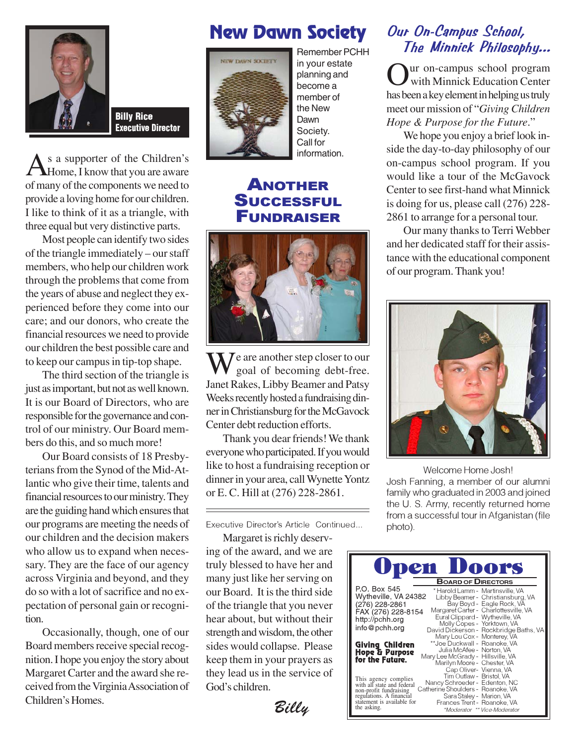**Billy Rice**
**Executive Director**

As a supporter of the Children's Home, I know that you are aware of many of the components we need to provide a loving home for our children. I like to think of it as a triangle, with three equal but very distinctive parts.

Most people can identify two sides of the triangle immediately – our staff members, who help our children work through the problems that come from the years of abuse and neglect they experienced before they come into our care; and our donors, who create the financial resources we need to provide our children the best possible care and to keep our campus in tip-top shape.

The third section of the triangle is just as important, but not as well known. It is our Board of Directors, who are responsible for the governance and control of our ministry. Our Board members do this, and so much more!

Our Board consists of 18 Presbyterians from the Synod of the Mid-Atlantic who give their time, talents and financial resources to our ministry. They are the guiding hand which ensures that our programs are meeting the needs of our children and the decision makers who allow us to expand when necessary. They are the face of our agency across Virginia and beyond, and they do so with a lot of sacrifice and no expectation of personal gain or recognition.

Occasionally, though, one of our Board members receive special recognition. I hope you enjoy the story about Margaret Carter and the award she received from the Virginia Association of Children's Homes.

# New Dawn Society

Remember PCHH in your estate planning and become a member of the New Dawn Society. Call for information.

# Another Successful Fundraiser

We are another step closer to our goal of becoming debt-free. Janet Rakes, Libby Beamer and Patsy Weeks recently hosted a fundraising dinner in Christiansburg for the McGavock Center debt reduction efforts.

Thank you dear friends! We thank everyone who participated. If you would like to host a fundraising reception or dinner in your area, call Wynette Yontz or E. C. Hill at (276) 228-2861.

---

Executive Director's Article Continued...

Margaret is richly deserving of the award, and we are truly blessed to have her and many just like her serving on our Board. It is the third side of the triangle that you never hear about, but without their strength and wisdom, the other sides would collapse. Please keep them in your prayers as they lead us in the service of God's children.

*Billy*

# *Our On-Campus School, The Minnick Philosophy...*

Our on-campus school program with Minnick Education Center has been a key element in helping us truly meet our mission of "*Giving Children Hope & Purpose for the Future*."

We hope you enjoy a brief look inside the day-to-day philosophy of our on-campus school program. If you would like a tour of the McGavock Center to see first-hand what Minnick is doing for us, please call (276) 228-2861 to arrange for a personal tour.

Our many thanks to Terri Webber and her dedicated staff for their assistance with the educational component of our program. Thank you!

Welcome Home Josh!
Josh Fanning, a member of our alumni family who graduated in 2003 and joined the U. S. Army, recently returned home from a successful tour in Afganistan (file photo).

# Open Doors

P.O. Box 545
Wytheville, VA 24382
(276) 228-2861
FAX (276) 228-8154
http://pchh.org
info@pchh.org

**Giving Children Hope & Purpose for the Future.**

This agency complies with all state and federal non-profit fundraising regulations. A financial statement is available for the asking.

**Board of Directors**

| Name | Location |
|---|---|
| *Harold Lamm | Martinsville, VA |
| Libby Beamer | Christiansburg, VA |
| Bay Boyd | Eagle Rock, VA |
| Margaret Carter | Charlottesville, VA |
| Eural Clippard | Wytheville, VA |
| Molly Copes | Yorktown, VA |
| David Dickerson | Rockbridge Baths, VA |
| Mary Lou Cox | Monterey, VA |
| **Joe Duckwall | Roanoke, VA |
| Julia McAfee | Norton, VA |
| Mary Lee McGrady | Hillsville, VA |
| Marilyn Moore | Chester, VA |
| Cap Oliver | Vienna, VA |
| Tim Outlaw | Bristol, VA |
| Nancy Schroeder | Edenton, NC |
| Catherine Shoulders | Roanoke, VA |
| Sara Staley | Marion, VA |
| Frances Trent | Roanoke, VA |

*Moderator ** Vice-Moderator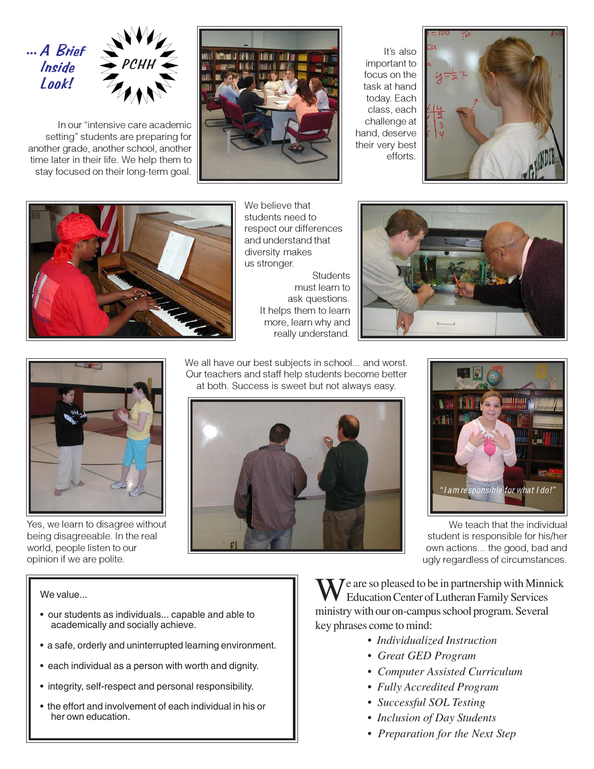# ... A Brief Inside Look!

**PCHH**

In our "intensive care academic setting" students are preparing for another grade, another school, another time later in their life. We help them to stay focused on their long-term goal.

It's also important to focus on the task at hand today. Each class, each challenge at hand, deserve their very best efforts.

We believe that students need to respect our differences and understand that diversity makes us stronger.

Students must learn to ask questions. It helps them to learn more, learn why and really understand.

We all have our best subjects in school... and worst. Our teachers and staff help students become better at both. Success is sweet but not always easy.

Yes, we learn to disagree without being disagreeable. In the real world, people listen to our opinion if we are polite.

"I am responsible for what I do!"

We teach that the individual student is responsible for his/her own actions... the good, bad and ugly regardless of circumstances.

We value...

- our students as individuals... capable and able to academically and socially achieve.
- a safe, orderly and uninterrupted learning environment.
- each individual as a person with worth and dignity.
- integrity, self-respect and personal responsibility.
- the effort and involvement of each individual in his or her own education.

We are so pleased to be in partnership with Minnick Education Center of Lutheran Family Services ministry with our on-campus school program. Several key phrases come to mind:

- *Individualized Instruction*
- *Great GED Program*
- *Computer Assisted Curriculum*
- *Fully Accredited Program*
- *Successful SOL Testing*
- *Inclusion of Day Students*
- *Preparation for the Next Step*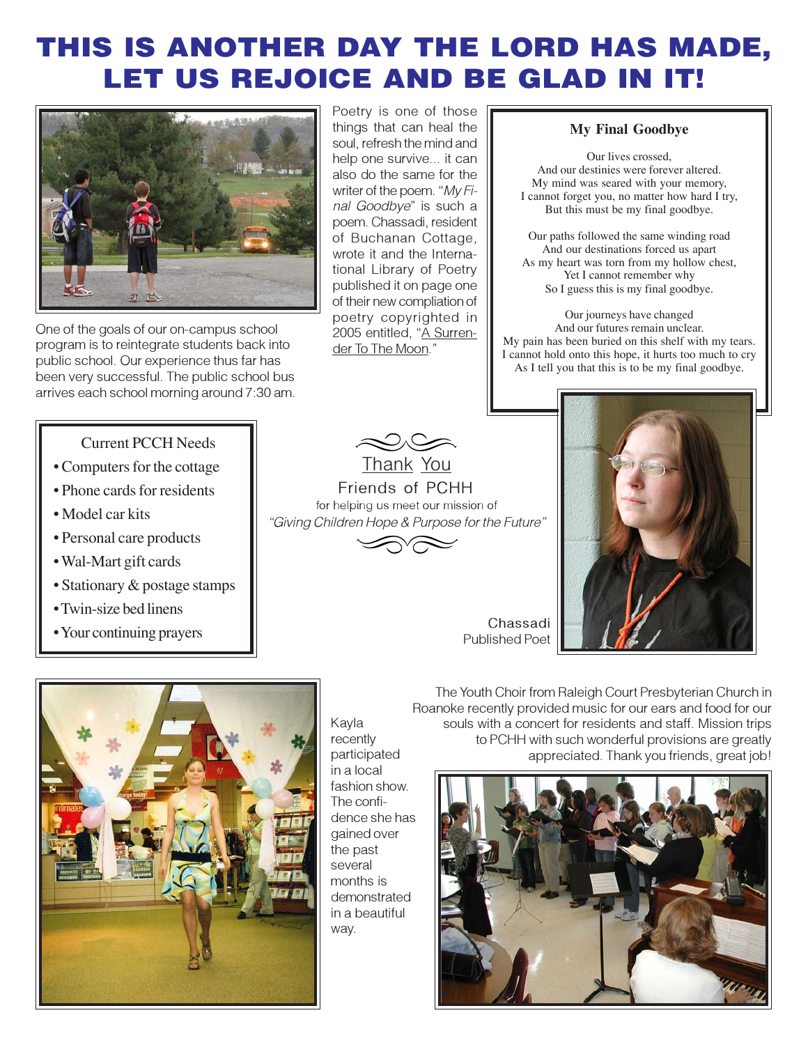# THIS IS ANOTHER DAY THE LORD HAS MADE, LET US REJOICE AND BE GLAD IN IT!

One of the goals of our on-campus school program is to reintegrate students back into public school. Our experience thus far has been very successful. The public school bus arrives each school morning around 7:30 am.

Poetry is one of those things that can heal the soul, refresh the mind and help one survive... it can also do the same for the writer of the poem. "*My Final Goodbye*" is such a poem. Chassadi, resident of Buchanan Cottage, wrote it and the International Library of Poetry published it on page one of their new compliation of poetry copyrighted in 2005 entitled, "A Surrender To The Moon."

### My Final Goodbye

Our lives crossed,
And our destinies were forever altered.
My mind was seared with your memory,
I cannot forget you, no matter how hard I try,
But this must be my final goodbye.

Our paths followed the same winding road
And our destinations forced us apart
As my heart was torn from my hollow chest,
Yet I cannot remember why
So I guess this is my final goodbye.

Our journeys have changed
And our futures remain unclear.
My pain has been buried on this shelf with my tears.
I cannot hold onto this hope, it hurts too much to cry
As I tell you that this is to be my final goodbye.

Chassadi
Published Poet

### Current PCCH Needs

- Computers for the cottage
- Phone cards for residents
- Model car kits
- Personal care products
- Wal-Mart gift cards
- Stationary & postage stamps
- Twin-size bed linens
- Your continuing prayers

Thank You
Friends of PCHH
for helping us meet our mission of
*"Giving Children Hope & Purpose for the Future"*

Kayla recently participated in a local fashion show. The confidence she has gained over the past several months is demonstrated in a beautiful way.

The Youth Choir from Raleigh Court Presbyterian Church in Roanoke recently provided music for our ears and food for our souls with a concert for residents and staff. Mission trips to PCHH with such wonderful provisions are greatly appreciated. Thank you friends, great job!